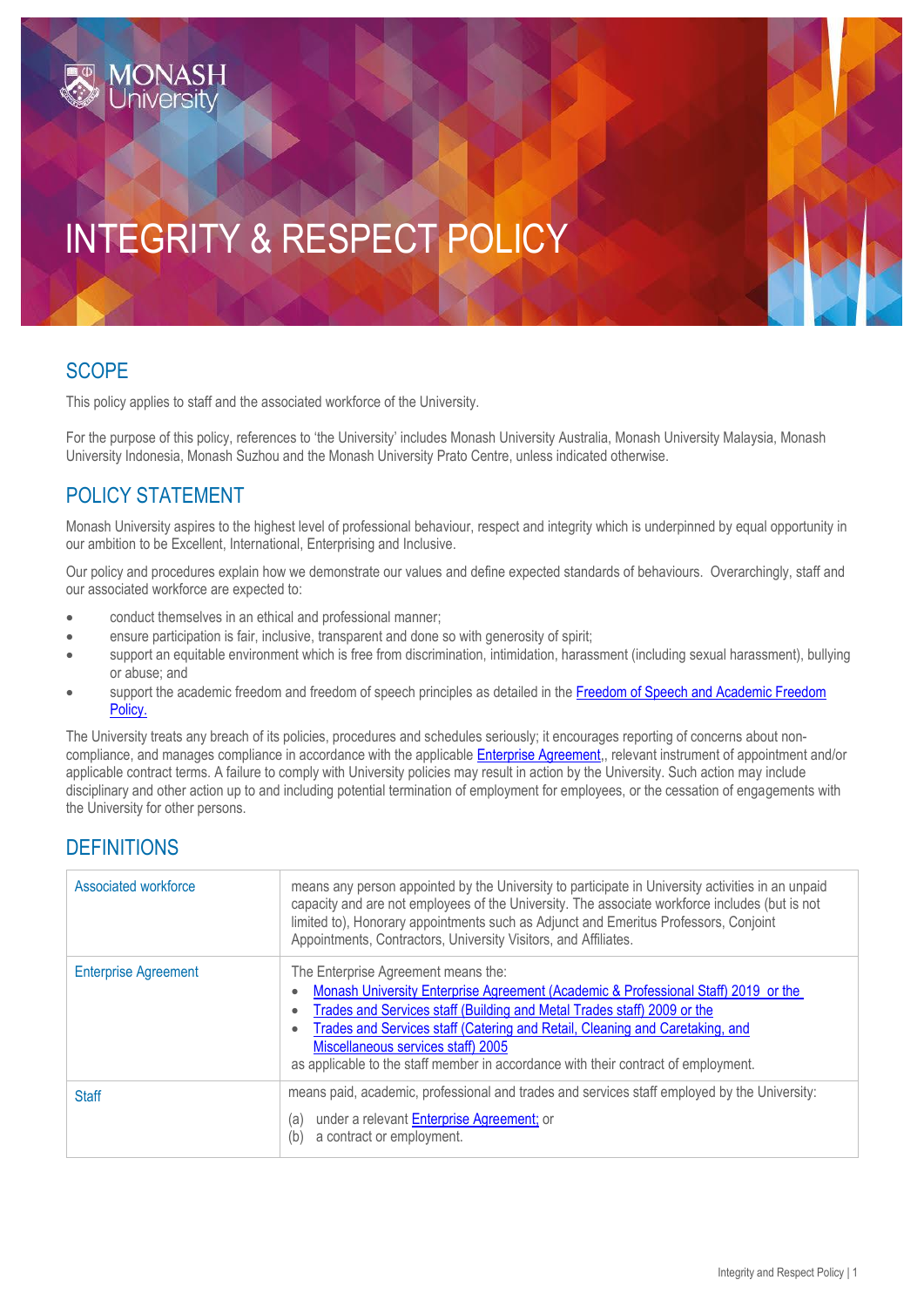MONASH University

# INTEGRITY & RESPECT POLICY

## SCOPE

This policy applies to staff and the associated workforce of the University.

For the purpose of this policy, references to 'the University' includes Monash University Australia, Monash University Malaysia, Monash University Indonesia, Monash Suzhou and the Monash University Prato Centre, unless indicated otherwise.

## POLICY STATEMENT

Monash University aspires to the highest level of professional behaviour, respect and integrity which is underpinned by equal opportunity in our ambition to be Excellent, International, Enterprising and Inclusive.

Our policy and procedures explain how we demonstrate our values and define expected standards of behaviours. Overarchingly, staff and our associated workforce are expected to:

- conduct themselves in an ethical and professional manner;
- ensure participation is fair, inclusive, transparent and done so with generosity of spirit;
- support an equitable environment which is free from discrimination, intimidation, harassment (including sexual harassment), bullying or abuse; and
- support the academic freedom and freedom of speech principles as detailed in the Freedom of Speech and Academic Freedom Policy.

The University treats any breach of its policies, procedures and schedules seriously; it encourages reporting of concerns about non-compliance, and manages compliance in accordance with the applicable Enterprise Agreement,, relevant instrument of appointment and/or applicable contract terms. A failure to comply with University policies may result in action by the University. Such action may include disciplinary and other action up to and including potential termination of employment for employees, or the cessation of engagements with the University for other persons.

## DEFINITIONS

| Term | Definition |
| --- | --- |
| Associated workforce | means any person appointed by the University to participate in University activities in an unpaid capacity and are not employees of the University. The associate workforce includes (but is not limited to), Honorary appointments such as Adjunct and Emeritus Professors, Conjoint Appointments, Contractors, University Visitors, and Affiliates. |
| Enterprise Agreement | The Enterprise Agreement means the: <br>• Monash University Enterprise Agreement (Academic & Professional Staff) 2019 or the <br>• Trades and Services staff (Building and Metal Trades staff) 2009 or the <br>• Trades and Services staff (Catering and Retail, Cleaning and Caretaking, and Miscellaneous services staff) 2005 <br>as applicable to the staff member in accordance with their contract of employment. |
| Staff | means paid, academic, professional and trades and services staff employed by the University: <br>(a) under a relevant Enterprise Agreement; or <br>(b) a contract or employment. |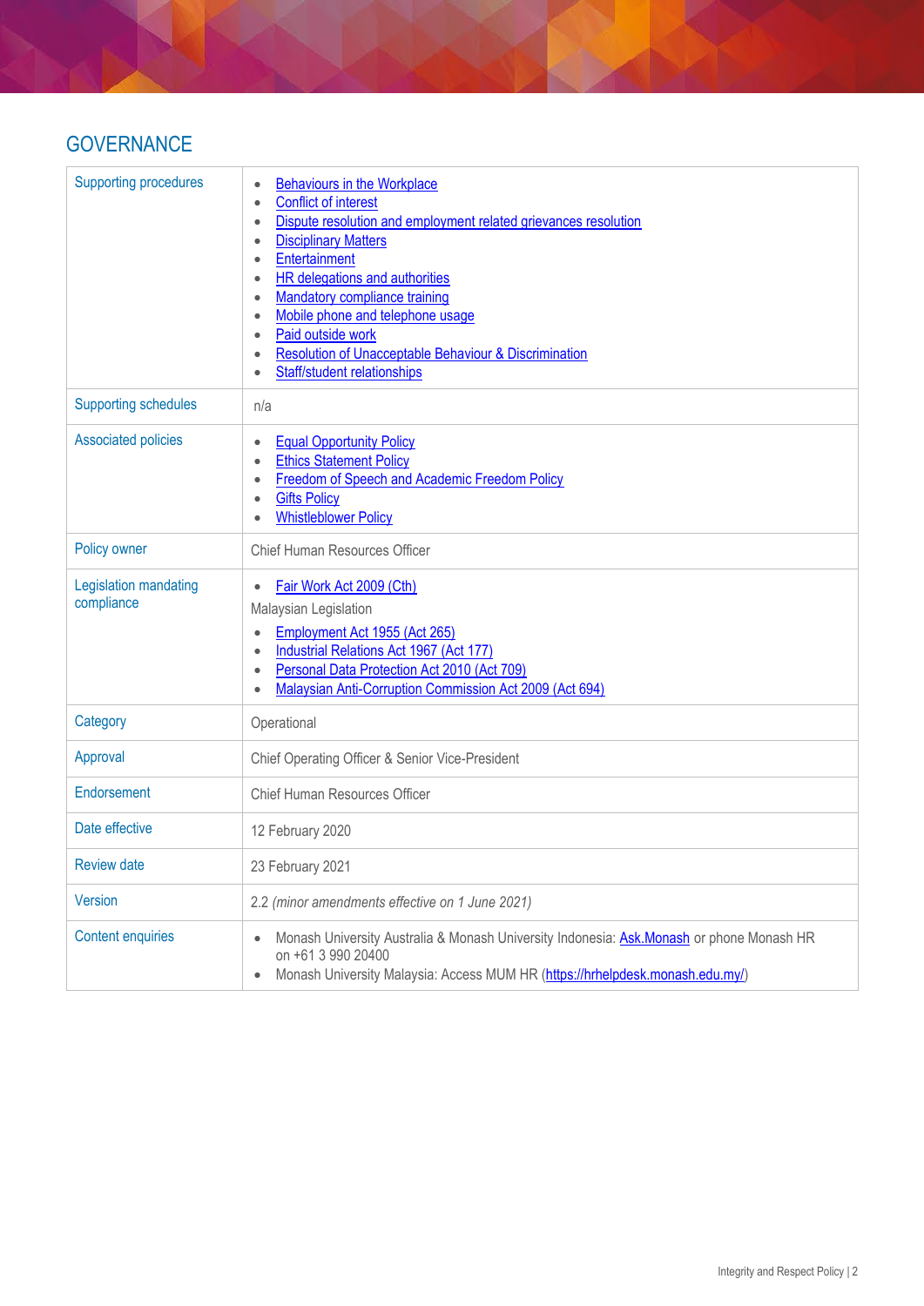## GOVERNANCE

| | |
|---|---|
| Supporting procedures | • Behaviours in the Workplace<br>• Conflict of interest<br>• Dispute resolution and employment related grievances resolution<br>• Disciplinary Matters<br>• Entertainment<br>• HR delegations and authorities<br>• Mandatory compliance training<br>• Mobile phone and telephone usage<br>• Paid outside work<br>• Resolution of Unacceptable Behaviour & Discrimination<br>• Staff/student relationships |
| Supporting schedules | n/a |
| Associated policies | • Equal Opportunity Policy<br>• Ethics Statement Policy<br>• Freedom of Speech and Academic Freedom Policy<br>• Gifts Policy<br>• Whistleblower Policy |
| Policy owner | Chief Human Resources Officer |
| Legislation mandating compliance | • Fair Work Act 2009 (Cth)<br>Malaysian Legislation<br>• Employment Act 1955 (Act 265)<br>• Industrial Relations Act 1967 (Act 177)<br>• Personal Data Protection Act 2010 (Act 709)<br>• Malaysian Anti-Corruption Commission Act 2009 (Act 694) |
| Category | Operational |
| Approval | Chief Operating Officer & Senior Vice-President |
| Endorsement | Chief Human Resources Officer |
| Date effective | 12 February 2020 |
| Review date | 23 February 2021 |
| Version | 2.2 *(minor amendments effective on 1 June 2021)* |
| Content enquiries | • Monash University Australia & Monash University Indonesia: Ask.Monash or phone Monash HR on +61 3 990 20400<br>• Monash University Malaysia: Access MUM HR (https://hrhelpdesk.monash.edu.my/) |